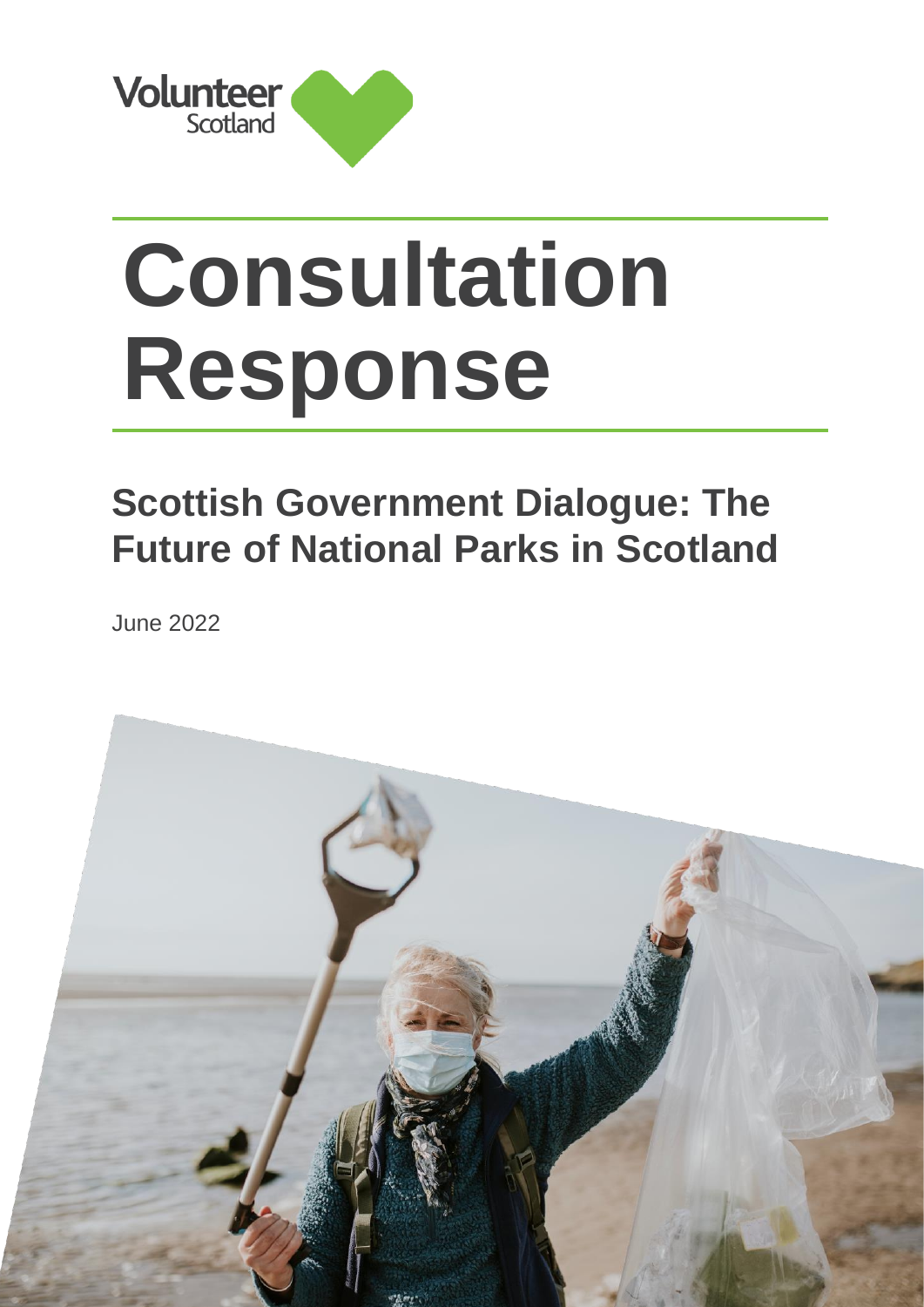Volunteer Scotland

# Consultation Response

## Scottish Government Dialogue: The Future of National Parks in Scotland

June 2022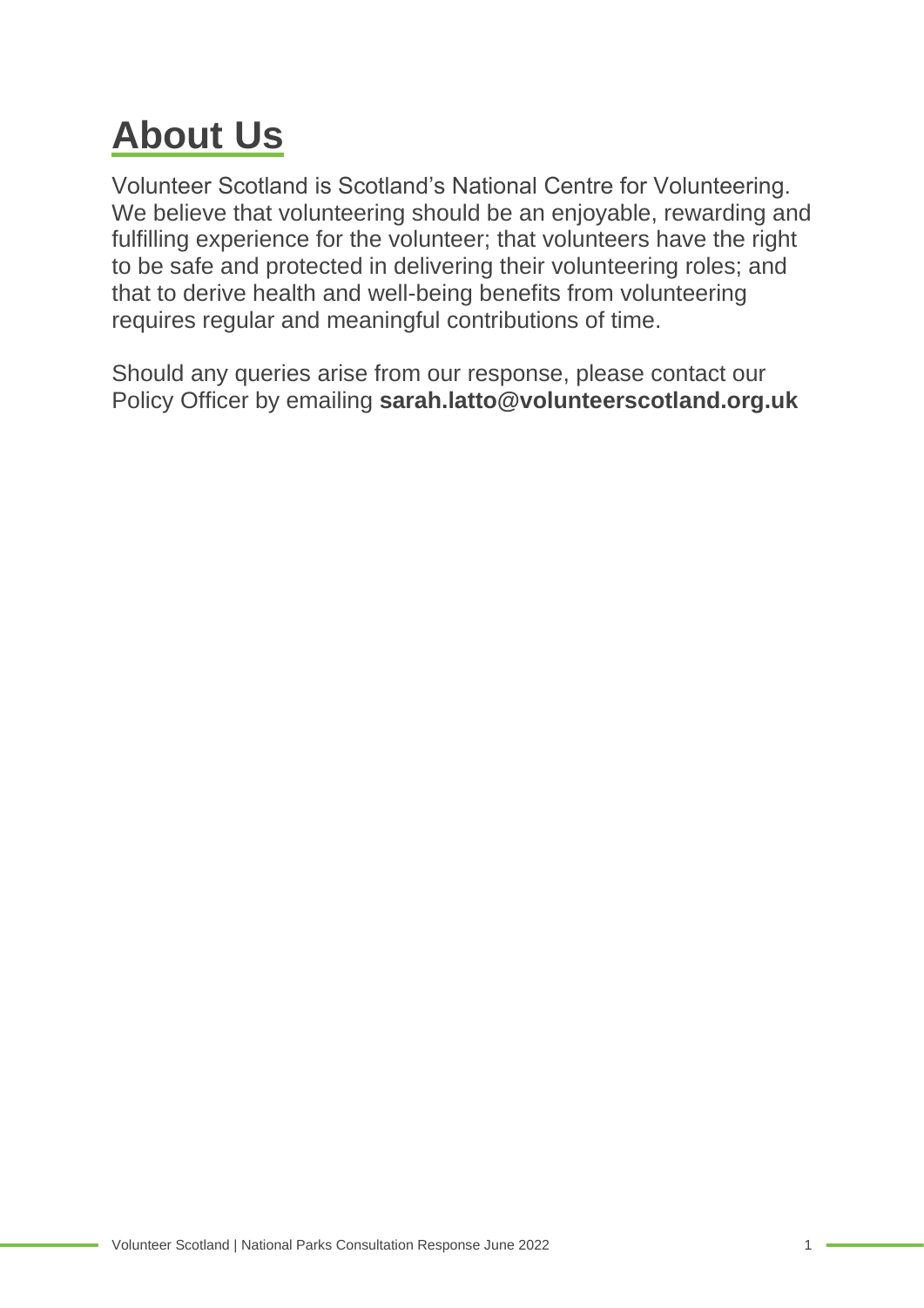# About Us

Volunteer Scotland is Scotland's National Centre for Volunteering. We believe that volunteering should be an enjoyable, rewarding and fulfilling experience for the volunteer; that volunteers have the right to be safe and protected in delivering their volunteering roles; and that to derive health and well-being benefits from volunteering requires regular and meaningful contributions of time.

Should any queries arise from our response, please contact our Policy Officer by emailing **sarah.latto@volunteerscotland.org.uk**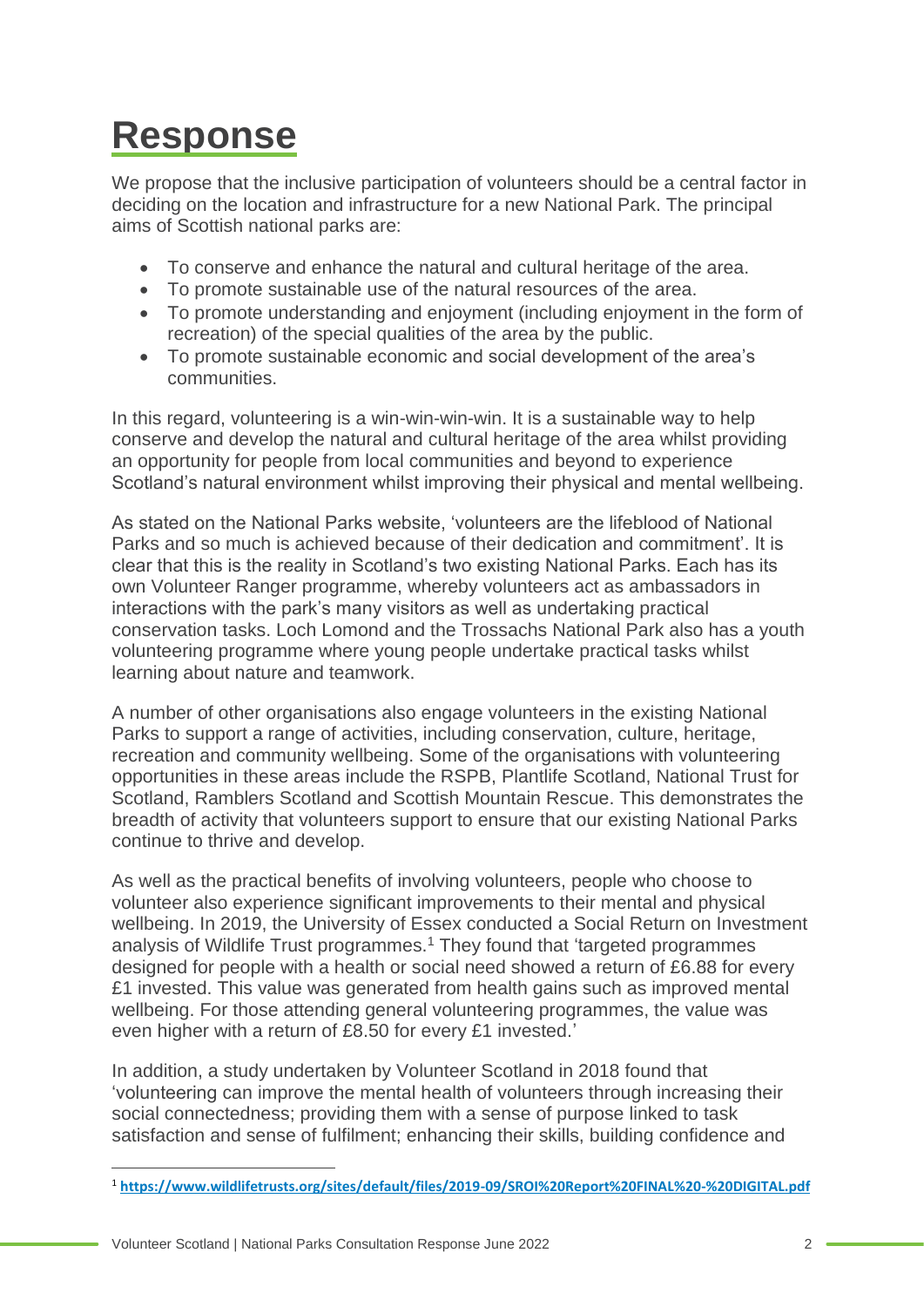# Response

We propose that the inclusive participation of volunteers should be a central factor in deciding on the location and infrastructure for a new National Park. The principal aims of Scottish national parks are:

- To conserve and enhance the natural and cultural heritage of the area.
- To promote sustainable use of the natural resources of the area.
- To promote understanding and enjoyment (including enjoyment in the form of recreation) of the special qualities of the area by the public.
- To promote sustainable economic and social development of the area's communities.

In this regard, volunteering is a win-win-win-win. It is a sustainable way to help conserve and develop the natural and cultural heritage of the area whilst providing an opportunity for people from local communities and beyond to experience Scotland's natural environment whilst improving their physical and mental wellbeing.

As stated on the National Parks website, 'volunteers are the lifeblood of National Parks and so much is achieved because of their dedication and commitment'. It is clear that this is the reality in Scotland's two existing National Parks. Each has its own Volunteer Ranger programme, whereby volunteers act as ambassadors in interactions with the park's many visitors as well as undertaking practical conservation tasks. Loch Lomond and the Trossachs National Park also has a youth volunteering programme where young people undertake practical tasks whilst learning about nature and teamwork.

A number of other organisations also engage volunteers in the existing National Parks to support a range of activities, including conservation, culture, heritage, recreation and community wellbeing. Some of the organisations with volunteering opportunities in these areas include the RSPB, Plantlife Scotland, National Trust for Scotland, Ramblers Scotland and Scottish Mountain Rescue. This demonstrates the breadth of activity that volunteers support to ensure that our existing National Parks continue to thrive and develop.

As well as the practical benefits of involving volunteers, people who choose to volunteer also experience significant improvements to their mental and physical wellbeing. In 2019, the University of Essex conducted a Social Return on Investment analysis of Wildlife Trust programmes.[1] They found that 'targeted programmes designed for people with a health or social need showed a return of £6.88 for every £1 invested. This value was generated from health gains such as improved mental wellbeing. For those attending general volunteering programmes, the value was even higher with a return of £8.50 for every £1 invested.'

In addition, a study undertaken by Volunteer Scotland in 2018 found that 'volunteering can improve the mental health of volunteers through increasing their social connectedness; providing them with a sense of purpose linked to task satisfaction and sense of fulfilment; enhancing their skills, building confidence and

[1] https://www.wildlifetrusts.org/sites/default/files/2019-09/SROI%20Report%20FINAL%20-%20DIGITAL.pdf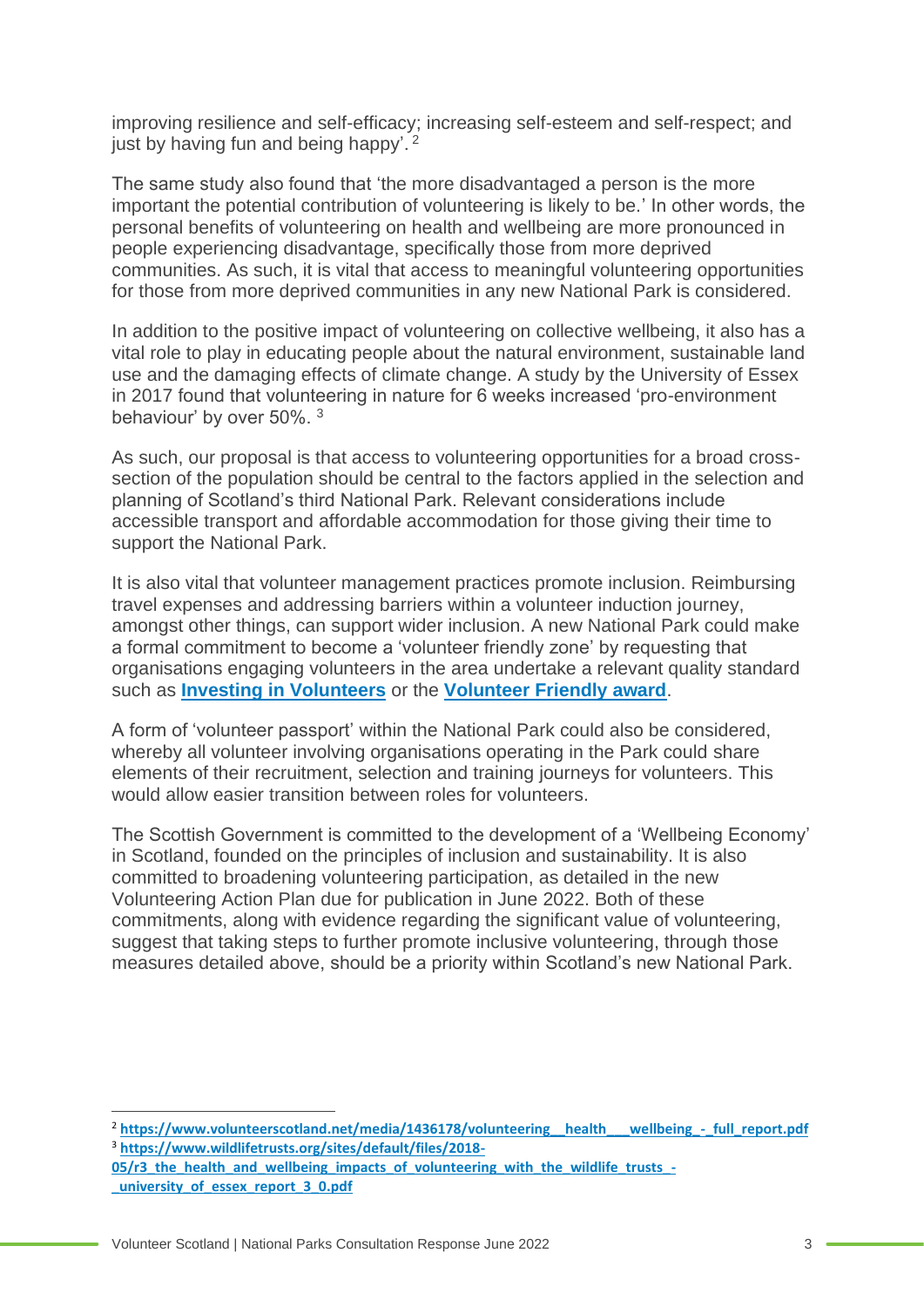improving resilience and self-efficacy; increasing self-esteem and self-respect; and just by having fun and being happy'. [2]

The same study also found that 'the more disadvantaged a person is the more important the potential contribution of volunteering is likely to be.' In other words, the personal benefits of volunteering on health and wellbeing are more pronounced in people experiencing disadvantage, specifically those from more deprived communities. As such, it is vital that access to meaningful volunteering opportunities for those from more deprived communities in any new National Park is considered.

In addition to the positive impact of volunteering on collective wellbeing, it also has a vital role to play in educating people about the natural environment, sustainable land use and the damaging effects of climate change. A study by the University of Essex in 2017 found that volunteering in nature for 6 weeks increased 'pro-environment behaviour' by over 50%. [3]

As such, our proposal is that access to volunteering opportunities for a broad cross-section of the population should be central to the factors applied in the selection and planning of Scotland's third National Park. Relevant considerations include accessible transport and affordable accommodation for those giving their time to support the National Park.

It is also vital that volunteer management practices promote inclusion. Reimbursing travel expenses and addressing barriers within a volunteer induction journey, amongst other things, can support wider inclusion. A new National Park could make a formal commitment to become a 'volunteer friendly zone' by requesting that organisations engaging volunteers in the area undertake a relevant quality standard such as **Investing in Volunteers** or the **Volunteer Friendly award**.

A form of 'volunteer passport' within the National Park could also be considered, whereby all volunteer involving organisations operating in the Park could share elements of their recruitment, selection and training journeys for volunteers. This would allow easier transition between roles for volunteers.

The Scottish Government is committed to the development of a 'Wellbeing Economy' in Scotland, founded on the principles of inclusion and sustainability. It is also committed to broadening volunteering participation, as detailed in the new Volunteering Action Plan due for publication in June 2022. Both of these commitments, along with evidence regarding the significant value of volunteering, suggest that taking steps to further promote inclusive volunteering, through those measures detailed above, should be a priority within Scotland's new National Park.

---

[2] https://www.volunteerscotland.net/media/1436178/volunteering__health___wellbeing_-_full_report.pdf

[3] https://www.wildlifetrusts.org/sites/default/files/2018-05/r3_the_health_and_wellbeing_impacts_of_volunteering_with_the_wildlife_trusts_-_university_of_essex_report_3_0.pdf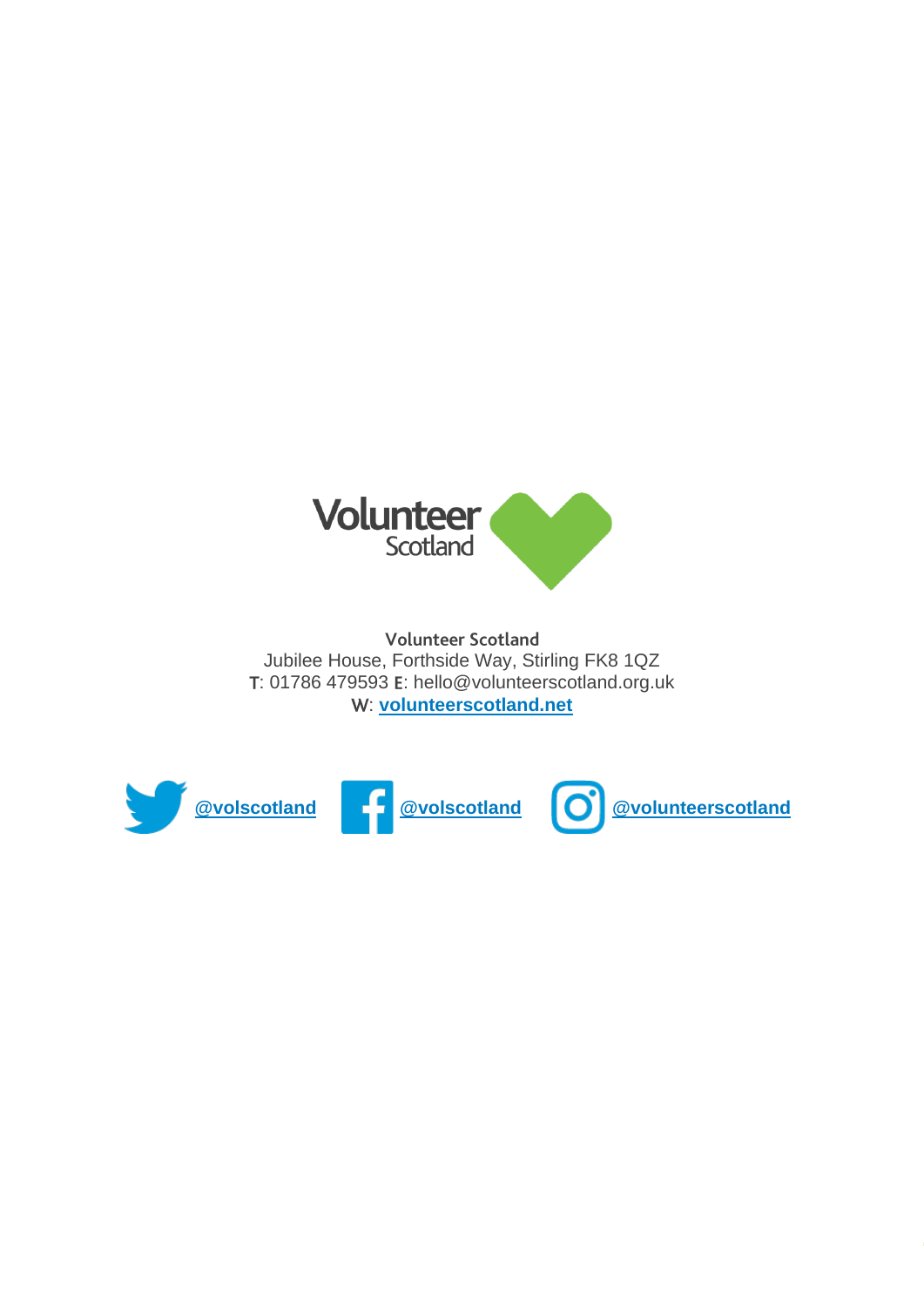Volunteer Scotland

**Volunteer Scotland**
Jubilee House, Forthside Way, Stirling FK8 1QZ
**T**: 01786 479593 **E**: hello@volunteerscotland.org.uk
**W**: **volunteerscotland.net**

**@volscotland** **@volscotland** **@volunteerscotland**